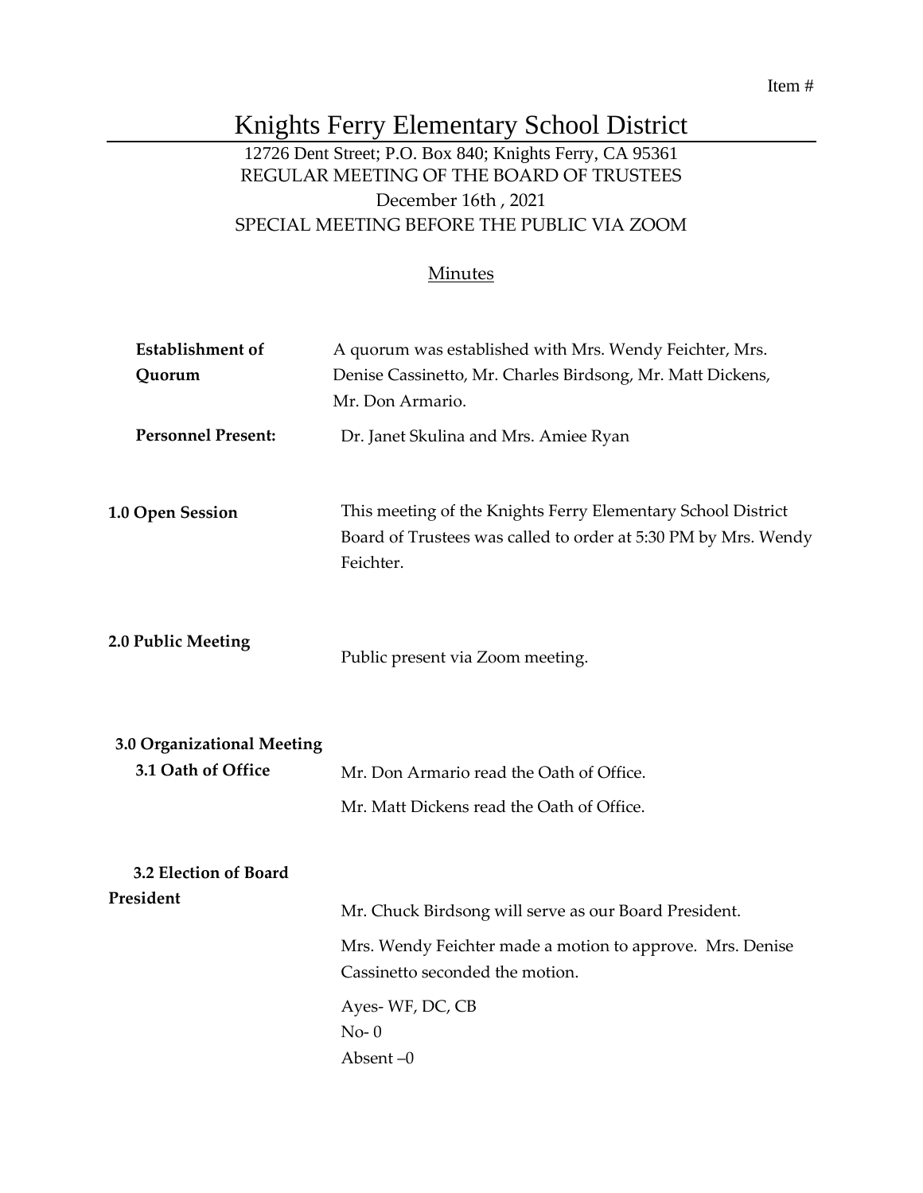Item #

# Knights Ferry Elementary School District

12726 Dent Street; P.O. Box 840; Knights Ferry, CA 95361
REGULAR MEETING OF THE BOARD OF TRUSTEES
December 16th , 2021
SPECIAL MEETING BEFORE THE PUBLIC VIA ZOOM

Minutes

**Establishment of Quorum**

A quorum was established with Mrs. Wendy Feichter, Mrs. Denise Cassinetto, Mr. Charles Birdsong, Mr. Matt Dickens, Mr. Don Armario.

**Personnel Present:**

Dr. Janet Skulina and Mrs. Amiee Ryan

**1.0 Open Session**

This meeting of the Knights Ferry Elementary School District Board of Trustees was called to order at 5:30 PM by Mrs. Wendy Feichter.

**2.0 Public Meeting**

Public present via Zoom meeting.

**3.0 Organizational Meeting**

**3.1 Oath of Office**

Mr. Don Armario read the Oath of Office.

Mr. Matt Dickens read the Oath of Office.

**3.2 Election of Board President**

Mr. Chuck Birdsong will serve as our Board President.

Mrs. Wendy Feichter made a motion to approve. Mrs. Denise Cassinetto seconded the motion.

Ayes- WF, DC, CB
No- 0
Absent –0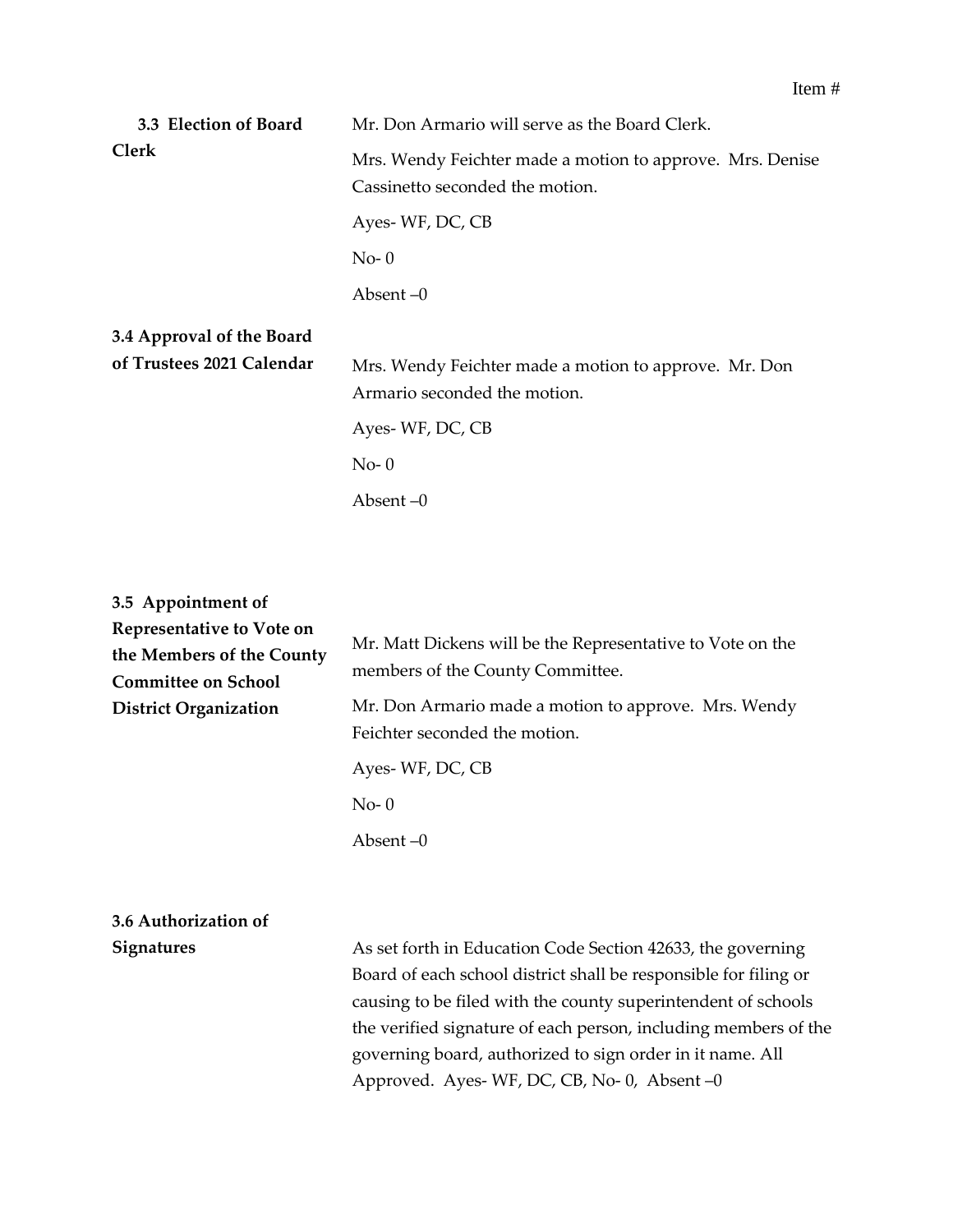Item #

**3.3 Election of Board Clerk**

Mr. Don Armario will serve as the Board Clerk.

Mrs. Wendy Feichter made a motion to approve. Mrs. Denise Cassinetto seconded the motion.

Ayes- WF, DC, CB

No- 0

Absent –0

**3.4 Approval of the Board of Trustees 2021 Calendar**

Mrs. Wendy Feichter made a motion to approve. Mr. Don Armario seconded the motion.

Ayes- WF, DC, CB

No- 0

Absent –0

**3.5 Appointment of Representative to Vote on the Members of the County Committee on School District Organization**

Mr. Matt Dickens will be the Representative to Vote on the members of the County Committee.

Mr. Don Armario made a motion to approve. Mrs. Wendy Feichter seconded the motion.

Ayes- WF, DC, CB

No- 0

Absent –0

**3.6 Authorization of Signatures**

As set forth in Education Code Section 42633, the governing Board of each school district shall be responsible for filing or causing to be filed with the county superintendent of schools the verified signature of each person, including members of the governing board, authorized to sign order in it name. All Approved. Ayes- WF, DC, CB, No- 0, Absent –0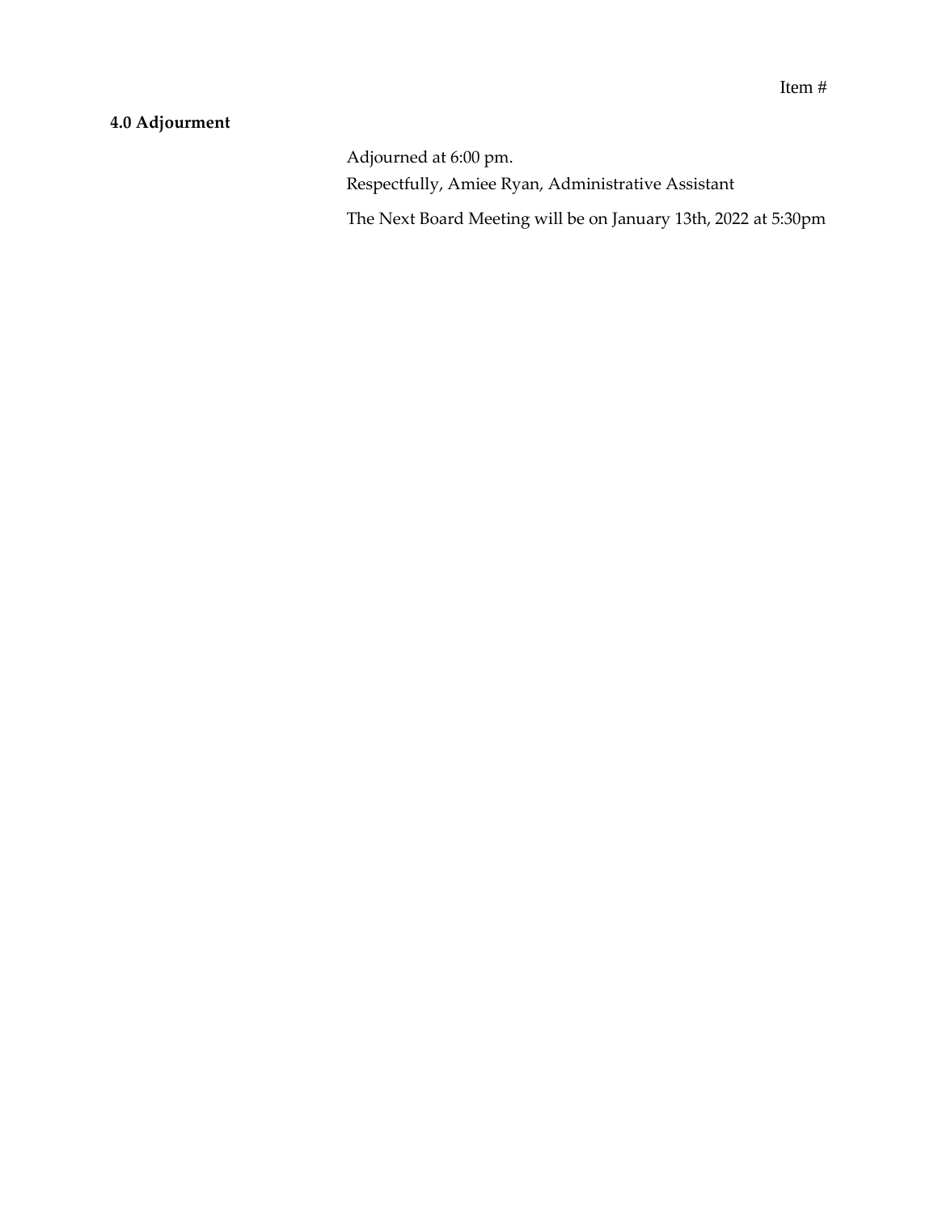Item #

**4.0 Adjourment**

Adjourned at 6:00 pm.

Respectfully, Amiee Ryan, Administrative Assistant

The Next Board Meeting will be on January 13th, 2022 at 5:30pm